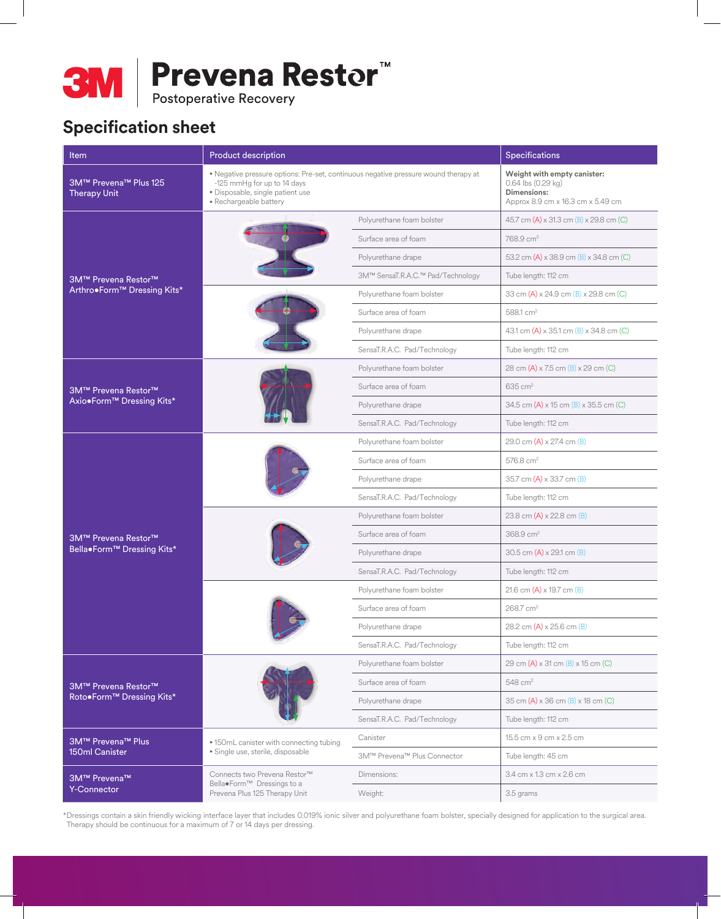# 3M Prevena Restor™

Postoperative Recovery

## Specification sheet

| Item | Product description | | Specifications |
|---|---|---|---|
| 3M™ Prevena™ Plus 125 Therapy Unit | • Negative pressure options: Pre-set, continuous negative pressure wound therapy at -125 mmHg for up to 14 days<br>• Disposable, single patient use<br>• Rechargeable battery | | **Weight with empty canister:** 0.64 lbs (0.29 kg)<br>**Dimensions:** Approx 8.9 cm x 16.3 cm x 5.49 cm |
| 3M™ Prevena Restor™ Arthro•Form™ Dressing Kits* | | Polyurethane foam bolster | 45.7 cm (A) x 31.3 cm (B) x 29.8 cm (C) |
| | | Surface area of foam | 768.9 cm² |
| | | Polyurethane drape | 53.2 cm (A) x 38.9 cm (B) x 34.8 cm (C) |
| | | 3M™ SensaT.R.A.C.™ Pad/Technology | Tube length: 112 cm |
| | | Polyurethane foam bolster | 33 cm (A) x 24.9 cm (B) x 29.8 cm (C) |
| | | Surface area of foam | 588.1 cm² |
| | | Polyurethane drape | 43.1 cm (A) x 35.1 cm (B) x 34.8 cm (C) |
| | | SensaT.R.A.C. Pad/Technology | Tube length: 112 cm |
| 3M™ Prevena Restor™ Axio•Form™ Dressing Kits* | | Polyurethane foam bolster | 28 cm (A) x 7.5 cm (B) x 29 cm (C) |
| | | Surface area of foam | 635 cm² |
| | | Polyurethane drape | 34.5 cm (A) x 15 cm (B) x 35.5 cm (C) |
| | | SensaT.R.A.C. Pad/Technology | Tube length: 112 cm |
| 3M™ Prevena Restor™ Bella•Form™ Dressing Kits* | | Polyurethane foam bolster | 29.0 cm (A) x 27.4 cm (B) |
| | | Surface area of foam | 576.8 cm² |
| | | Polyurethane drape | 35.7 cm (A) x 33.7 cm (B) |
| | | SensaT.R.A.C. Pad/Technology | Tube length: 112 cm |
| | | Polyurethane foam bolster | 23.8 cm (A) x 22.8 cm (B) |
| | | Surface area of foam | 368.9 cm² |
| | | Polyurethane drape | 30.5 cm (A) x 29.1 cm (B) |
| | | SensaT.R.A.C. Pad/Technology | Tube length: 112 cm |
| | | Polyurethane foam bolster | 21.6 cm (A) x 19.7 cm (B) |
| | | Surface area of foam | 268.7 cm² |
| | | Polyurethane drape | 28.2 cm (A) x 25.6 cm (B) |
| | | SensaT.R.A.C. Pad/Technology | Tube length: 112 cm |
| 3M™ Prevena Restor™ Roto•Form™ Dressing Kits* | | Polyurethane foam bolster | 29 cm (A) x 31 cm (B) x 15 cm (C) |
| | | Surface area of foam | 548 cm² |
| | | Polyurethane drape | 35 cm (A) x 36 cm (B) x 18 cm (C) |
| | | SensaT.R.A.C. Pad/Technology | Tube length: 112 cm |
| 3M™ Prevena™ Plus 150ml Canister | • 150mL canister with connecting tubing<br>• Single use, sterile, disposable | Canister | 15.5 cm x 9 cm x 2.5 cm |
| | | 3M™ Prevena™ Plus Connector | Tube length: 45 cm |
| 3M™ Prevena™ Y-Connector | Connects two Prevena Restor™ Bella•Form™ Dressings to a Prevena Plus 125 Therapy Unit | Dimensions: | 3.4 cm x 1.3 cm x 2.6 cm |
| | | Weight: | 3.5 grams |

*Dressings contain a skin friendly wicking interface layer that includes 0.019% ionic silver and polyurethane foam bolster, specially designed for application to the surgical area. Therapy should be continuous for a maximum of 7 or 14 days per dressing.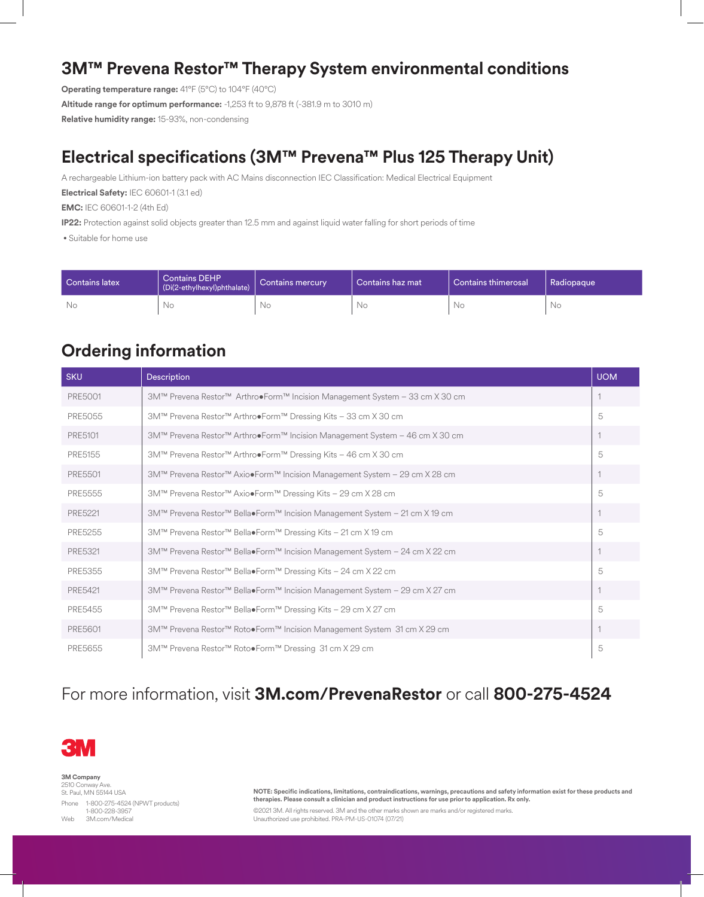## 3M™ Prevena Restor™ Therapy System environmental conditions

**Operating temperature range:** 41°F (5°C) to 104°F (40°C)

**Altitude range for optimum performance:** -1,253 ft to 9,878 ft (-381.9 m to 3010 m)

**Relative humidity range:** 15-93%, non-condensing

## Electrical specifications (3M™ Prevena™ Plus 125 Therapy Unit)

A rechargeable Lithium-ion battery pack with AC Mains disconnection IEC Classification: Medical Electrical Equipment

**Electrical Safety:** IEC 60601-1 (3.1 ed)

**EMC:** IEC 60601-1-2 (4th Ed)

**IP22:** Protection against solid objects greater than 12.5 mm and against liquid water falling for short periods of time

- Suitable for home use

| Contains latex | Contains DEHP (Di(2-ethylhexyl)phthalate) | Contains mercury | Contains haz mat | Contains thimerosal | Radiopaque |
|---|---|---|---|---|---|
| No | No | No | No | No | No |

## Ordering information

| SKU | Description | UOM |
|---|---|---|
| PRE5001 | 3M™ Prevena Restor™ Arthro•Form™ Incision Management System – 33 cm X 30 cm | 1 |
| PRE5055 | 3M™ Prevena Restor™ Arthro•Form™ Dressing Kits – 33 cm X 30 cm | 5 |
| PRE5101 | 3M™ Prevena Restor™ Arthro•Form™ Incision Management System – 46 cm X 30 cm | 1 |
| PRE5155 | 3M™ Prevena Restor™ Arthro•Form™ Dressing Kits – 46 cm X 30 cm | 5 |
| PRE5501 | 3M™ Prevena Restor™ Axio•Form™ Incision Management System – 29 cm X 28 cm | 1 |
| PRE5555 | 3M™ Prevena Restor™ Axio•Form™ Dressing Kits – 29 cm X 28 cm | 5 |
| PRE5221 | 3M™ Prevena Restor™ Bella•Form™ Incision Management System – 21 cm X 19 cm | 1 |
| PRE5255 | 3M™ Prevena Restor™ Bella•Form™ Dressing Kits – 21 cm X 19 cm | 5 |
| PRE5321 | 3M™ Prevena Restor™ Bella•Form™ Incision Management System – 24 cm X 22 cm | 1 |
| PRE5355 | 3M™ Prevena Restor™ Bella•Form™ Dressing Kits – 24 cm X 22 cm | 5 |
| PRE5421 | 3M™ Prevena Restor™ Bella•Form™ Incision Management System – 29 cm X 27 cm | 1 |
| PRE5455 | 3M™ Prevena Restor™ Bella•Form™ Dressing Kits – 29 cm X 27 cm | 5 |
| PRE5601 | 3M™ Prevena Restor™ Roto•Form™ Incision Management System 31 cm X 29 cm | 1 |
| PRE5655 | 3M™ Prevena Restor™ Roto•Form™ Dressing 31 cm X 29 cm | 5 |

For more information, visit **3M.com/PrevenaRestor** or call **800-275-4524**

3M

**3M Company**
2510 Conway Ave.
St. Paul, MN 55144 USA

Phone 1-800-275-4524 (NPWT products)
1-800-228-3957
Web 3M.com/Medical

**NOTE: Specific indications, limitations, contraindications, warnings, precautions and safety information exist for these products and therapies. Please consult a clinician and product instructions for use prior to application. Rx only.**

©2021 3M. All rights reserved. 3M and the other marks shown are marks and/or registered marks. Unauthorized use prohibited. PRA-PM-US-01074 (07/21)